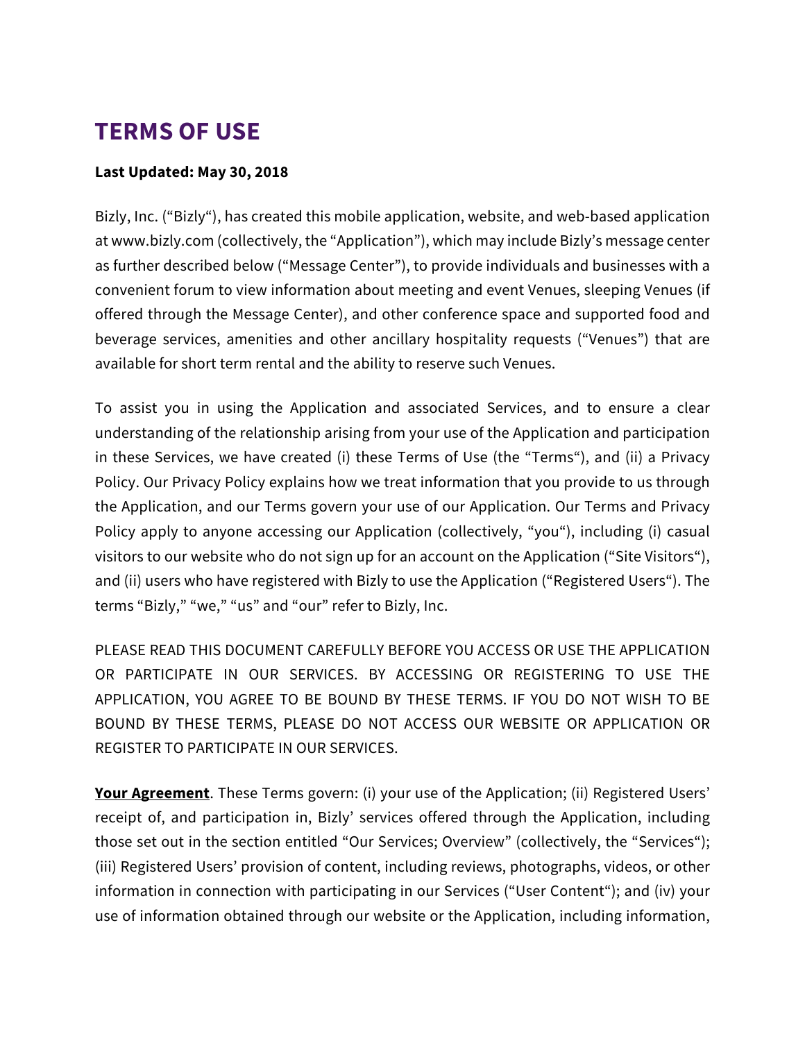# TERMS OF USE

**Last Updated: May 30, 2018**

Bizly, Inc. ("Bizly"), has created this mobile application, website, and web-based application at www.bizly.com (collectively, the "Application"), which may include Bizly's message center as further described below ("Message Center"), to provide individuals and businesses with a convenient forum to view information about meeting and event Venues, sleeping Venues (if offered through the Message Center), and other conference space and supported food and beverage services, amenities and other ancillary hospitality requests ("Venues") that are available for short term rental and the ability to reserve such Venues.

To assist you in using the Application and associated Services, and to ensure a clear understanding of the relationship arising from your use of the Application and participation in these Services, we have created (i) these Terms of Use (the "Terms"), and (ii) a Privacy Policy. Our Privacy Policy explains how we treat information that you provide to us through the Application, and our Terms govern your use of our Application. Our Terms and Privacy Policy apply to anyone accessing our Application (collectively, "you"), including (i) casual visitors to our website who do not sign up for an account on the Application ("Site Visitors"), and (ii) users who have registered with Bizly to use the Application ("Registered Users"). The terms "Bizly," "we," "us" and "our" refer to Bizly, Inc.

PLEASE READ THIS DOCUMENT CAREFULLY BEFORE YOU ACCESS OR USE THE APPLICATION OR PARTICIPATE IN OUR SERVICES. BY ACCESSING OR REGISTERING TO USE THE APPLICATION, YOU AGREE TO BE BOUND BY THESE TERMS. IF YOU DO NOT WISH TO BE BOUND BY THESE TERMS, PLEASE DO NOT ACCESS OUR WEBSITE OR APPLICATION OR REGISTER TO PARTICIPATE IN OUR SERVICES.

**Your Agreement**. These Terms govern: (i) your use of the Application; (ii) Registered Users' receipt of, and participation in, Bizly' services offered through the Application, including those set out in the section entitled "Our Services; Overview" (collectively, the "Services"); (iii) Registered Users' provision of content, including reviews, photographs, videos, or other information in connection with participating in our Services ("User Content"); and (iv) your use of information obtained through our website or the Application, including information,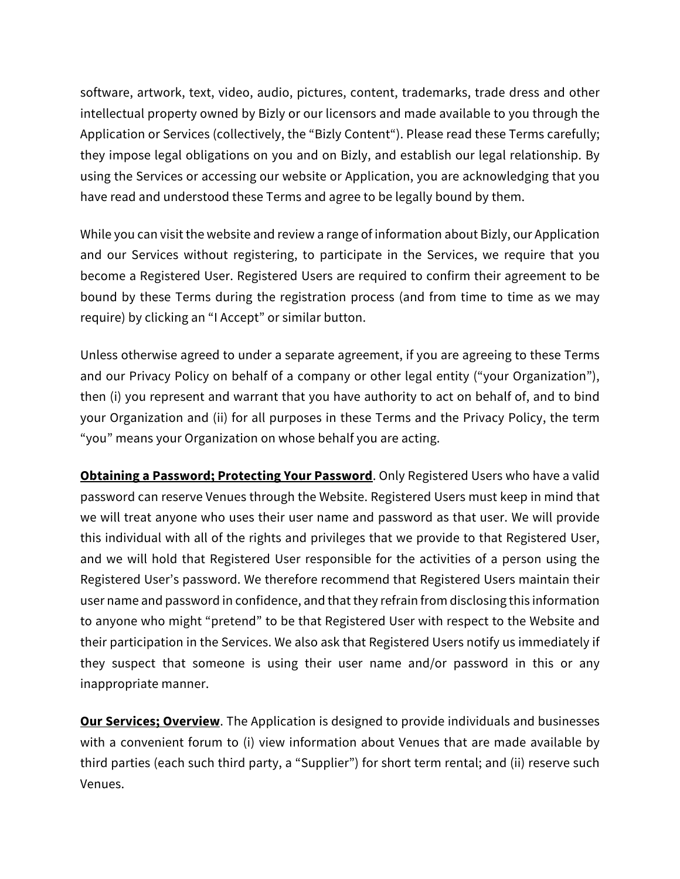software, artwork, text, video, audio, pictures, content, trademarks, trade dress and other intellectual property owned by Bizly or our licensors and made available to you through the Application or Services (collectively, the "Bizly Content"). Please read these Terms carefully; they impose legal obligations on you and on Bizly, and establish our legal relationship. By using the Services or accessing our website or Application, you are acknowledging that you have read and understood these Terms and agree to be legally bound by them.

While you can visit the website and review a range of information about Bizly, our Application and our Services without registering, to participate in the Services, we require that you become a Registered User. Registered Users are required to confirm their agreement to be bound by these Terms during the registration process (and from time to time as we may require) by clicking an "I Accept" or similar button.

Unless otherwise agreed to under a separate agreement, if you are agreeing to these Terms and our Privacy Policy on behalf of a company or other legal entity ("your Organization"), then (i) you represent and warrant that you have authority to act on behalf of, and to bind your Organization and (ii) for all purposes in these Terms and the Privacy Policy, the term "you" means your Organization on whose behalf you are acting.

**Obtaining a Password; Protecting Your Password**. Only Registered Users who have a valid password can reserve Venues through the Website. Registered Users must keep in mind that we will treat anyone who uses their user name and password as that user. We will provide this individual with all of the rights and privileges that we provide to that Registered User, and we will hold that Registered User responsible for the activities of a person using the Registered User's password. We therefore recommend that Registered Users maintain their user name and password in confidence, and that they refrain from disclosing this information to anyone who might "pretend" to be that Registered User with respect to the Website and their participation in the Services. We also ask that Registered Users notify us immediately if they suspect that someone is using their user name and/or password in this or any inappropriate manner.

**Our Services; Overview**. The Application is designed to provide individuals and businesses with a convenient forum to (i) view information about Venues that are made available by third parties (each such third party, a "Supplier") for short term rental; and (ii) reserve such Venues.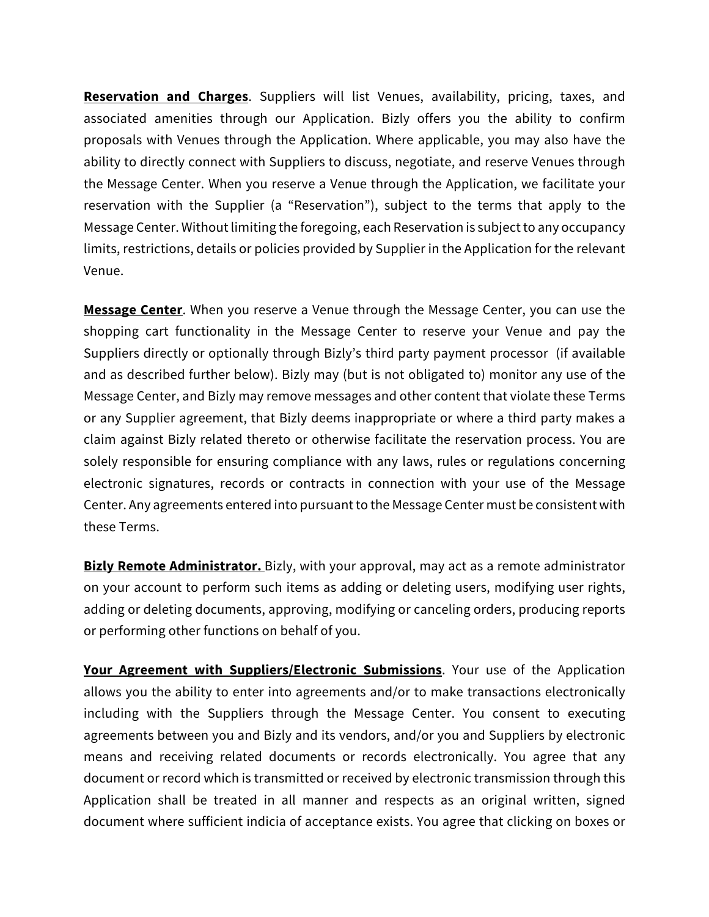**Reservation and Charges**. Suppliers will list Venues, availability, pricing, taxes, and associated amenities through our Application. Bizly offers you the ability to confirm proposals with Venues through the Application. Where applicable, you may also have the ability to directly connect with Suppliers to discuss, negotiate, and reserve Venues through the Message Center. When you reserve a Venue through the Application, we facilitate your reservation with the Supplier (a "Reservation"), subject to the terms that apply to the Message Center. Without limiting the foregoing, each Reservation is subject to any occupancy limits, restrictions, details or policies provided by Supplier in the Application for the relevant Venue.

**Message Center**. When you reserve a Venue through the Message Center, you can use the shopping cart functionality in the Message Center to reserve your Venue and pay the Suppliers directly or optionally through Bizly's third party payment processor (if available and as described further below). Bizly may (but is not obligated to) monitor any use of the Message Center, and Bizly may remove messages and other content that violate these Terms or any Supplier agreement, that Bizly deems inappropriate or where a third party makes a claim against Bizly related thereto or otherwise facilitate the reservation process. You are solely responsible for ensuring compliance with any laws, rules or regulations concerning electronic signatures, records or contracts in connection with your use of the Message Center. Any agreements entered into pursuant to the Message Center must be consistent with these Terms.

**Bizly Remote Administrator.** Bizly, with your approval, may act as a remote administrator on your account to perform such items as adding or deleting users, modifying user rights, adding or deleting documents, approving, modifying or canceling orders, producing reports or performing other functions on behalf of you.

**Your Agreement with Suppliers/Electronic Submissions**. Your use of the Application allows you the ability to enter into agreements and/or to make transactions electronically including with the Suppliers through the Message Center. You consent to executing agreements between you and Bizly and its vendors, and/or you and Suppliers by electronic means and receiving related documents or records electronically. You agree that any document or record which is transmitted or received by electronic transmission through this Application shall be treated in all manner and respects as an original written, signed document where sufficient indicia of acceptance exists. You agree that clicking on boxes or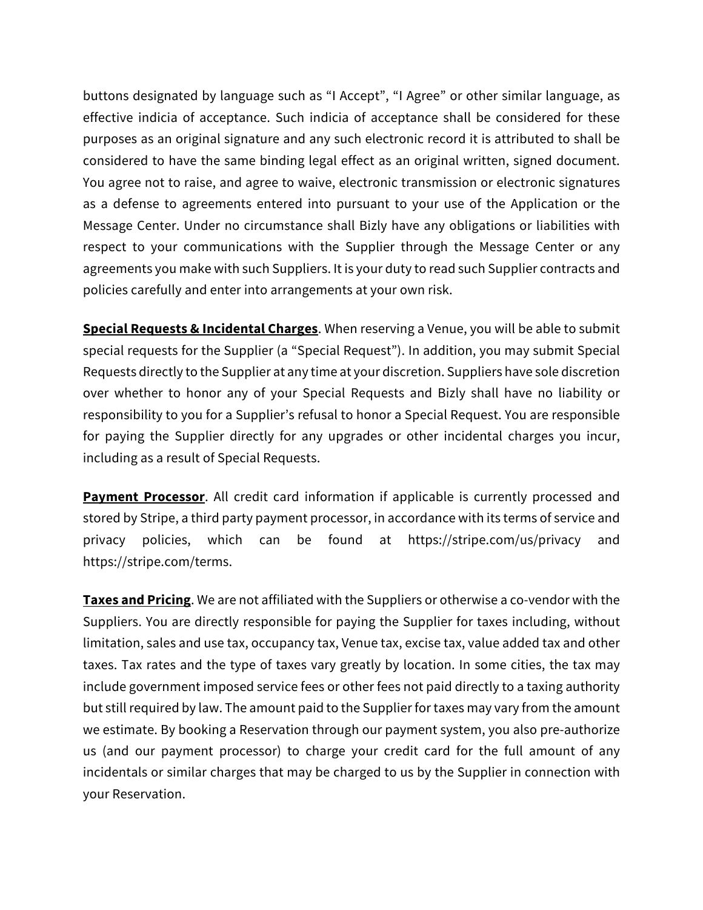buttons designated by language such as “I Accept”, “I Agree” or other similar language, as effective indicia of acceptance. Such indicia of acceptance shall be considered for these purposes as an original signature and any such electronic record it is attributed to shall be considered to have the same binding legal effect as an original written, signed document. You agree not to raise, and agree to waive, electronic transmission or electronic signatures as a defense to agreements entered into pursuant to your use of the Application or the Message Center. Under no circumstance shall Bizly have any obligations or liabilities with respect to your communications with the Supplier through the Message Center or any agreements you make with such Suppliers. It is your duty to read such Supplier contracts and policies carefully and enter into arrangements at your own risk.

**Special Requests & Incidental Charges**. When reserving a Venue, you will be able to submit special requests for the Supplier (a “Special Request”). In addition, you may submit Special Requests directly to the Supplier at any time at your discretion. Suppliers have sole discretion over whether to honor any of your Special Requests and Bizly shall have no liability or responsibility to you for a Supplier’s refusal to honor a Special Request. You are responsible for paying the Supplier directly for any upgrades or other incidental charges you incur, including as a result of Special Requests.

**Payment Processor**. All credit card information if applicable is currently processed and stored by Stripe, a third party payment processor, in accordance with its terms of service and privacy policies, which can be found at https://stripe.com/us/privacy and https://stripe.com/terms.

**Taxes and Pricing**. We are not affiliated with the Suppliers or otherwise a co-vendor with the Suppliers. You are directly responsible for paying the Supplier for taxes including, without limitation, sales and use tax, occupancy tax, Venue tax, excise tax, value added tax and other taxes. Tax rates and the type of taxes vary greatly by location. In some cities, the tax may include government imposed service fees or other fees not paid directly to a taxing authority but still required by law. The amount paid to the Supplier for taxes may vary from the amount we estimate. By booking a Reservation through our payment system, you also pre-authorize us (and our payment processor) to charge your credit card for the full amount of any incidentals or similar charges that may be charged to us by the Supplier in connection with your Reservation.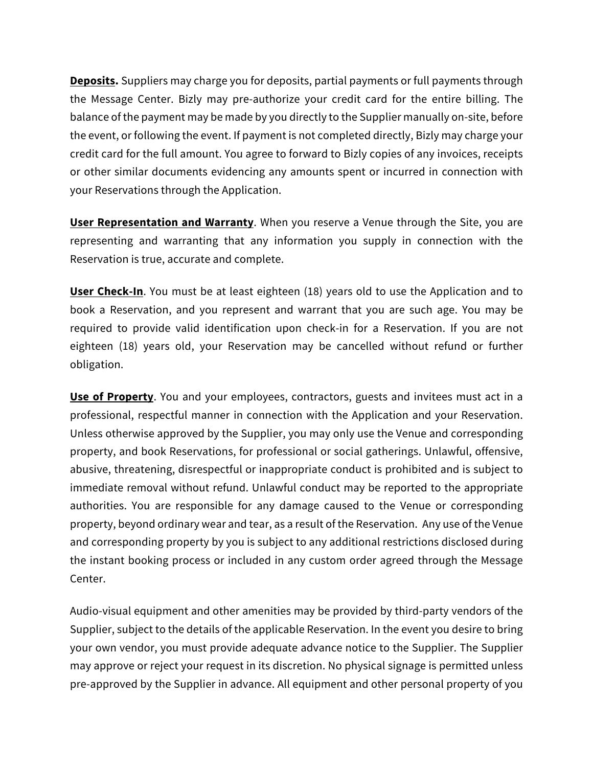**<u>Deposits</u>.** Suppliers may charge you for deposits, partial payments or full payments through the Message Center. Bizly may pre-authorize your credit card for the entire billing. The balance of the payment may be made by you directly to the Supplier manually on-site, before the event, or following the event. If payment is not completed directly, Bizly may charge your credit card for the full amount. You agree to forward to Bizly copies of any invoices, receipts or other similar documents evidencing any amounts spent or incurred in connection with your Reservations through the Application.

**<u>User Representation and Warranty</u>**. When you reserve a Venue through the Site, you are representing and warranting that any information you supply in connection with the Reservation is true, accurate and complete.

**<u>User Check-In</u>**. You must be at least eighteen (18) years old to use the Application and to book a Reservation, and you represent and warrant that you are such age. You may be required to provide valid identification upon check-in for a Reservation. If you are not eighteen (18) years old, your Reservation may be cancelled without refund or further obligation.

**<u>Use of Property</u>**. You and your employees, contractors, guests and invitees must act in a professional, respectful manner in connection with the Application and your Reservation. Unless otherwise approved by the Supplier, you may only use the Venue and corresponding property, and book Reservations, for professional or social gatherings. Unlawful, offensive, abusive, threatening, disrespectful or inappropriate conduct is prohibited and is subject to immediate removal without refund. Unlawful conduct may be reported to the appropriate authorities. You are responsible for any damage caused to the Venue or corresponding property, beyond ordinary wear and tear, as a result of the Reservation. Any use of the Venue and corresponding property by you is subject to any additional restrictions disclosed during the instant booking process or included in any custom order agreed through the Message Center.

Audio-visual equipment and other amenities may be provided by third-party vendors of the Supplier, subject to the details of the applicable Reservation. In the event you desire to bring your own vendor, you must provide adequate advance notice to the Supplier. The Supplier may approve or reject your request in its discretion. No physical signage is permitted unless pre-approved by the Supplier in advance. All equipment and other personal property of you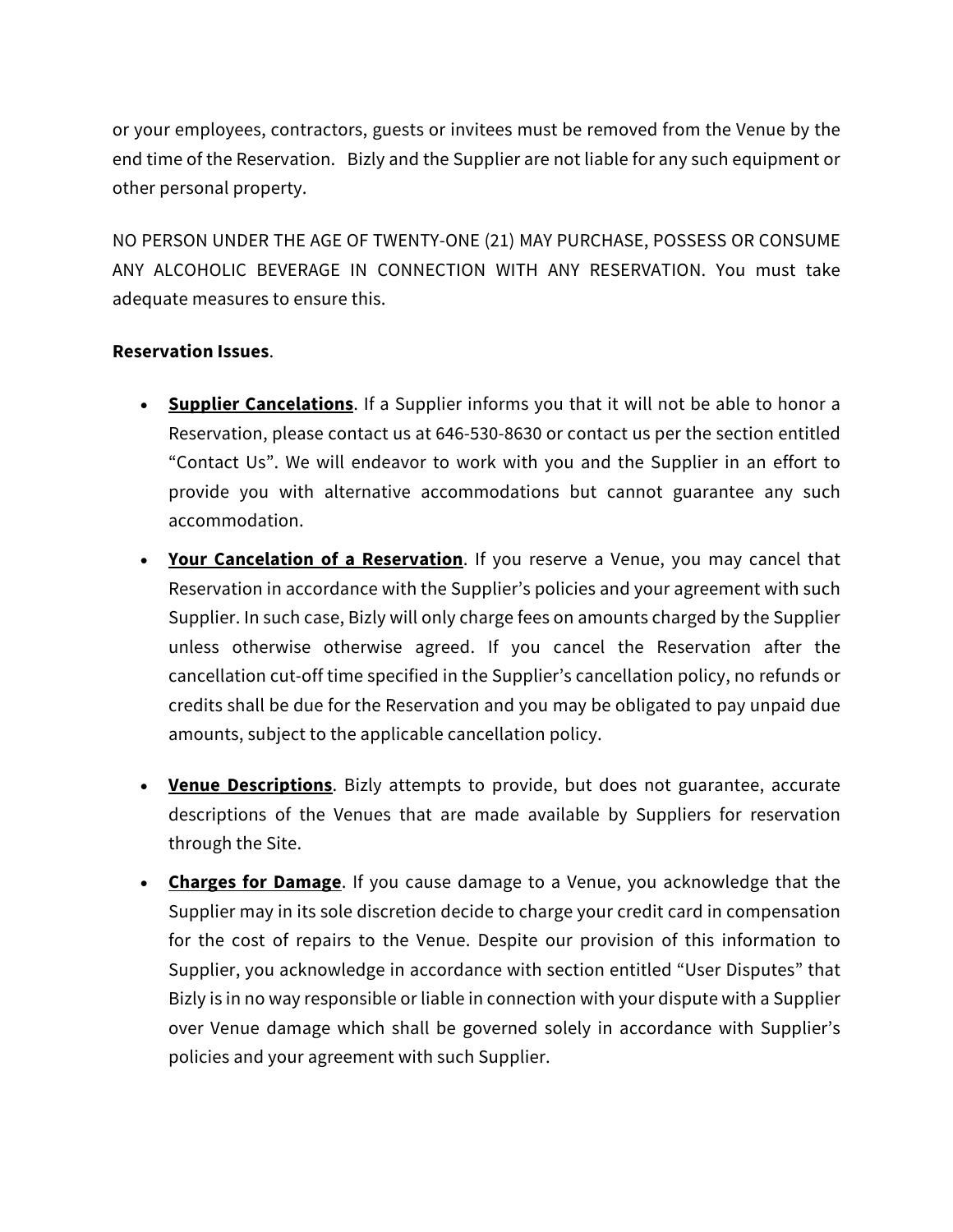or your employees, contractors, guests or invitees must be removed from the Venue by the end time of the Reservation. Bizly and the Supplier are not liable for any such equipment or other personal property.

NO PERSON UNDER THE AGE OF TWENTY-ONE (21) MAY PURCHASE, POSSESS OR CONSUME ANY ALCOHOLIC BEVERAGE IN CONNECTION WITH ANY RESERVATION. You must take adequate measures to ensure this.

**Reservation Issues**.

- **Supplier Cancelations**. If a Supplier informs you that it will not be able to honor a Reservation, please contact us at 646-530-8630 or contact us per the section entitled "Contact Us". We will endeavor to work with you and the Supplier in an effort to provide you with alternative accommodations but cannot guarantee any such accommodation.
- **Your Cancelation of a Reservation**. If you reserve a Venue, you may cancel that Reservation in accordance with the Supplier's policies and your agreement with such Supplier. In such case, Bizly will only charge fees on amounts charged by the Supplier unless otherwise otherwise agreed. If you cancel the Reservation after the cancellation cut-off time specified in the Supplier's cancellation policy, no refunds or credits shall be due for the Reservation and you may be obligated to pay unpaid due amounts, subject to the applicable cancellation policy.
- **Venue Descriptions**. Bizly attempts to provide, but does not guarantee, accurate descriptions of the Venues that are made available by Suppliers for reservation through the Site.
- **Charges for Damage**. If you cause damage to a Venue, you acknowledge that the Supplier may in its sole discretion decide to charge your credit card in compensation for the cost of repairs to the Venue. Despite our provision of this information to Supplier, you acknowledge in accordance with section entitled "User Disputes" that Bizly is in no way responsible or liable in connection with your dispute with a Supplier over Venue damage which shall be governed solely in accordance with Supplier's policies and your agreement with such Supplier.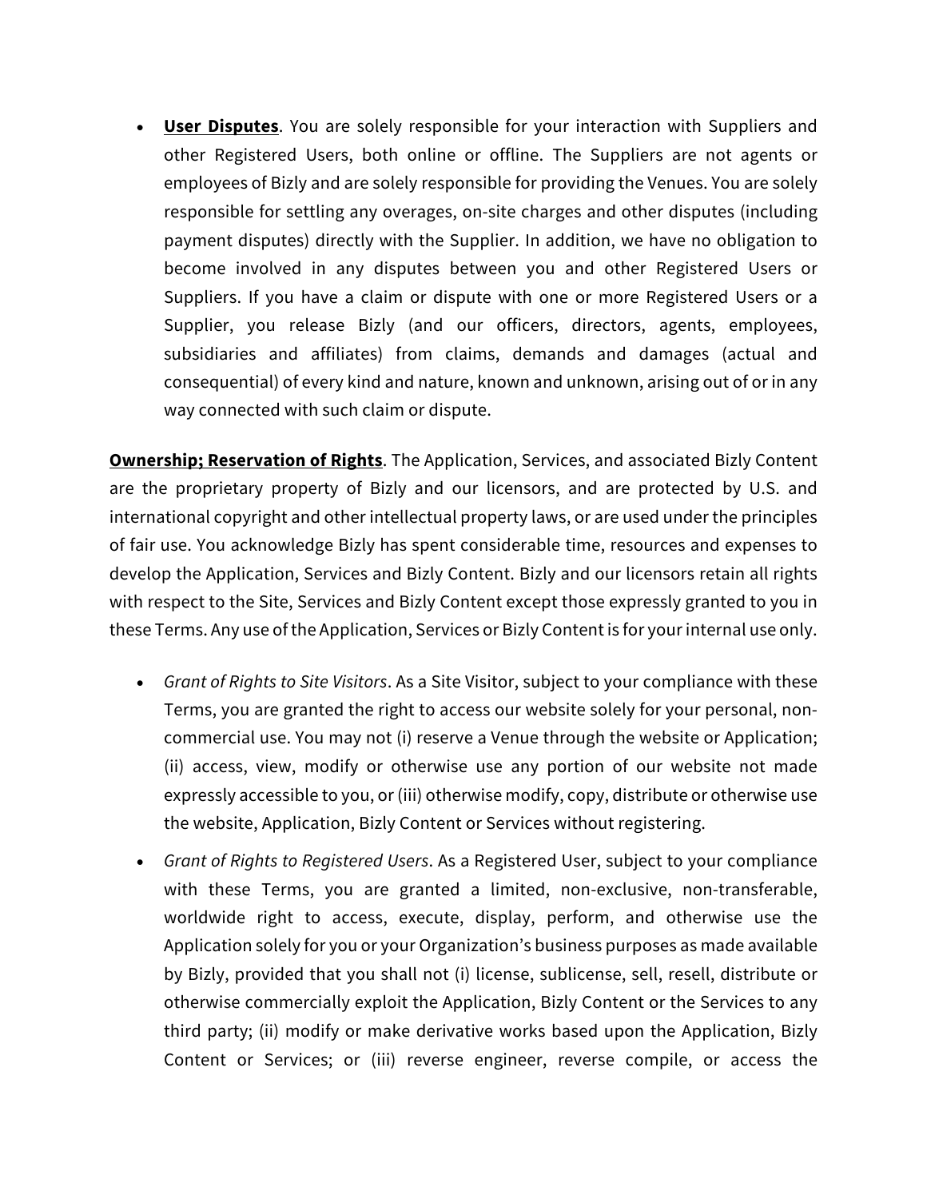- **User Disputes**. You are solely responsible for your interaction with Suppliers and other Registered Users, both online or offline. The Suppliers are not agents or employees of Bizly and are solely responsible for providing the Venues. You are solely responsible for settling any overages, on-site charges and other disputes (including payment disputes) directly with the Supplier. In addition, we have no obligation to become involved in any disputes between you and other Registered Users or Suppliers. If you have a claim or dispute with one or more Registered Users or a Supplier, you release Bizly (and our officers, directors, agents, employees, subsidiaries and affiliates) from claims, demands and damages (actual and consequential) of every kind and nature, known and unknown, arising out of or in any way connected with such claim or dispute.

**Ownership; Reservation of Rights**. The Application, Services, and associated Bizly Content are the proprietary property of Bizly and our licensors, and are protected by U.S. and international copyright and other intellectual property laws, or are used under the principles of fair use. You acknowledge Bizly has spent considerable time, resources and expenses to develop the Application, Services and Bizly Content. Bizly and our licensors retain all rights with respect to the Site, Services and Bizly Content except those expressly granted to you in these Terms. Any use of the Application, Services or Bizly Content is for your internal use only.

- *Grant of Rights to Site Visitors*. As a Site Visitor, subject to your compliance with these Terms, you are granted the right to access our website solely for your personal, non-commercial use. You may not (i) reserve a Venue through the website or Application; (ii) access, view, modify or otherwise use any portion of our website not made expressly accessible to you, or (iii) otherwise modify, copy, distribute or otherwise use the website, Application, Bizly Content or Services without registering.
- *Grant of Rights to Registered Users*. As a Registered User, subject to your compliance with these Terms, you are granted a limited, non-exclusive, non-transferable, worldwide right to access, execute, display, perform, and otherwise use the Application solely for you or your Organization's business purposes as made available by Bizly, provided that you shall not (i) license, sublicense, sell, resell, distribute or otherwise commercially exploit the Application, Bizly Content or the Services to any third party; (ii) modify or make derivative works based upon the Application, Bizly Content or Services; or (iii) reverse engineer, reverse compile, or access the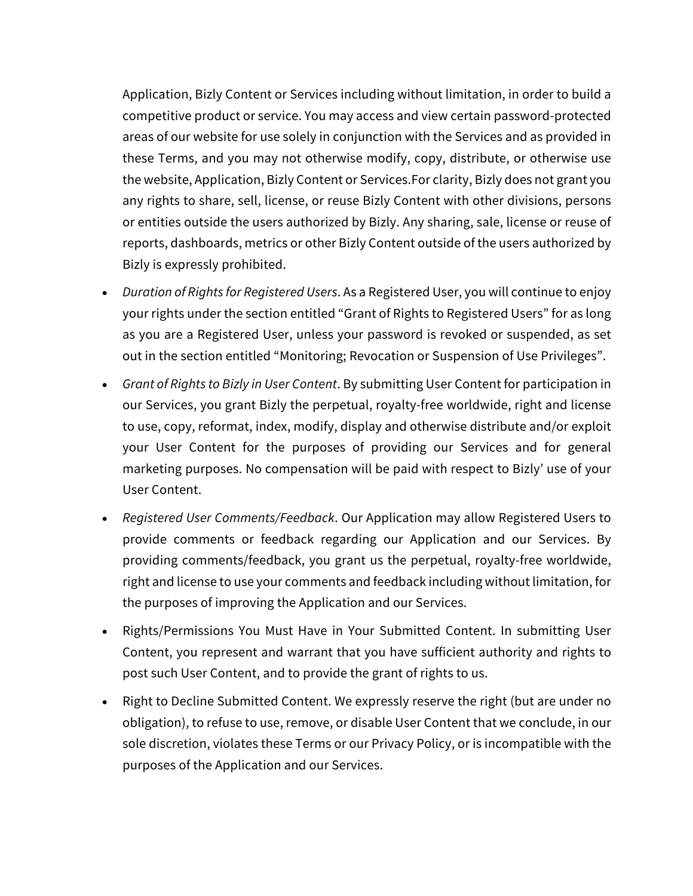Application, Bizly Content or Services including without limitation, in order to build a competitive product or service. You may access and view certain password-protected areas of our website for use solely in conjunction with the Services and as provided in these Terms, and you may not otherwise modify, copy, distribute, or otherwise use the website, Application, Bizly Content or Services.For clarity, Bizly does not grant you any rights to share, sell, license, or reuse Bizly Content with other divisions, persons or entities outside the users authorized by Bizly. Any sharing, sale, license or reuse of reports, dashboards, metrics or other Bizly Content outside of the users authorized by Bizly is expressly prohibited.

- *Duration of Rights for Registered Users*. As a Registered User, you will continue to enjoy your rights under the section entitled "Grant of Rights to Registered Users" for as long as you are a Registered User, unless your password is revoked or suspended, as set out in the section entitled "Monitoring; Revocation or Suspension of Use Privileges".
- *Grant of Rights to Bizly in User Content*. By submitting User Content for participation in our Services, you grant Bizly the perpetual, royalty-free worldwide, right and license to use, copy, reformat, index, modify, display and otherwise distribute and/or exploit your User Content for the purposes of providing our Services and for general marketing purposes. No compensation will be paid with respect to Bizly' use of your User Content.
- *Registered User Comments/Feedback*. Our Application may allow Registered Users to provide comments or feedback regarding our Application and our Services. By providing comments/feedback, you grant us the perpetual, royalty-free worldwide, right and license to use your comments and feedback including without limitation, for the purposes of improving the Application and our Services.
- Rights/Permissions You Must Have in Your Submitted Content. In submitting User Content, you represent and warrant that you have sufficient authority and rights to post such User Content, and to provide the grant of rights to us.
- Right to Decline Submitted Content. We expressly reserve the right (but are under no obligation), to refuse to use, remove, or disable User Content that we conclude, in our sole discretion, violates these Terms or our Privacy Policy, or is incompatible with the purposes of the Application and our Services.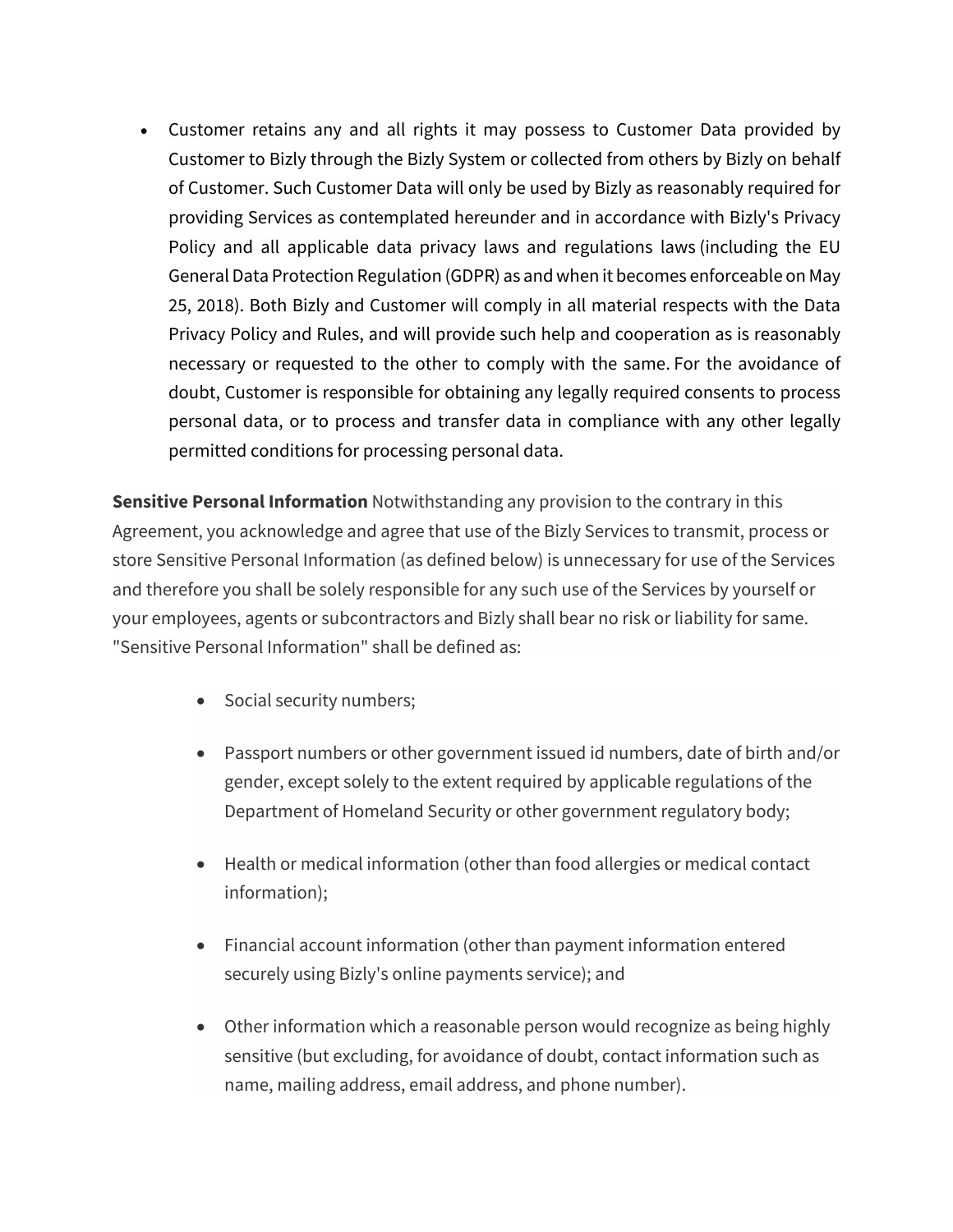- Customer retains any and all rights it may possess to Customer Data provided by Customer to Bizly through the Bizly System or collected from others by Bizly on behalf of Customer. Such Customer Data will only be used by Bizly as reasonably required for providing Services as contemplated hereunder and in accordance with Bizly's Privacy Policy and all applicable data privacy laws and regulations laws (including the EU General Data Protection Regulation (GDPR) as and when it becomes enforceable on May 25, 2018). Both Bizly and Customer will comply in all material respects with the Data Privacy Policy and Rules, and will provide such help and cooperation as is reasonably necessary or requested to the other to comply with the same. For the avoidance of doubt, Customer is responsible for obtaining any legally required consents to process personal data, or to process and transfer data in compliance with any other legally permitted conditions for processing personal data.

**Sensitive Personal Information** Notwithstanding any provision to the contrary in this Agreement, you acknowledge and agree that use of the Bizly Services to transmit, process or store Sensitive Personal Information (as defined below) is unnecessary for use of the Services and therefore you shall be solely responsible for any such use of the Services by yourself or your employees, agents or subcontractors and Bizly shall bear no risk or liability for same. "Sensitive Personal Information" shall be defined as:

- Social security numbers;
- Passport numbers or other government issued id numbers, date of birth and/or gender, except solely to the extent required by applicable regulations of the Department of Homeland Security or other government regulatory body;
- Health or medical information (other than food allergies or medical contact information);
- Financial account information (other than payment information entered securely using Bizly's online payments service); and
- Other information which a reasonable person would recognize as being highly sensitive (but excluding, for avoidance of doubt, contact information such as name, mailing address, email address, and phone number).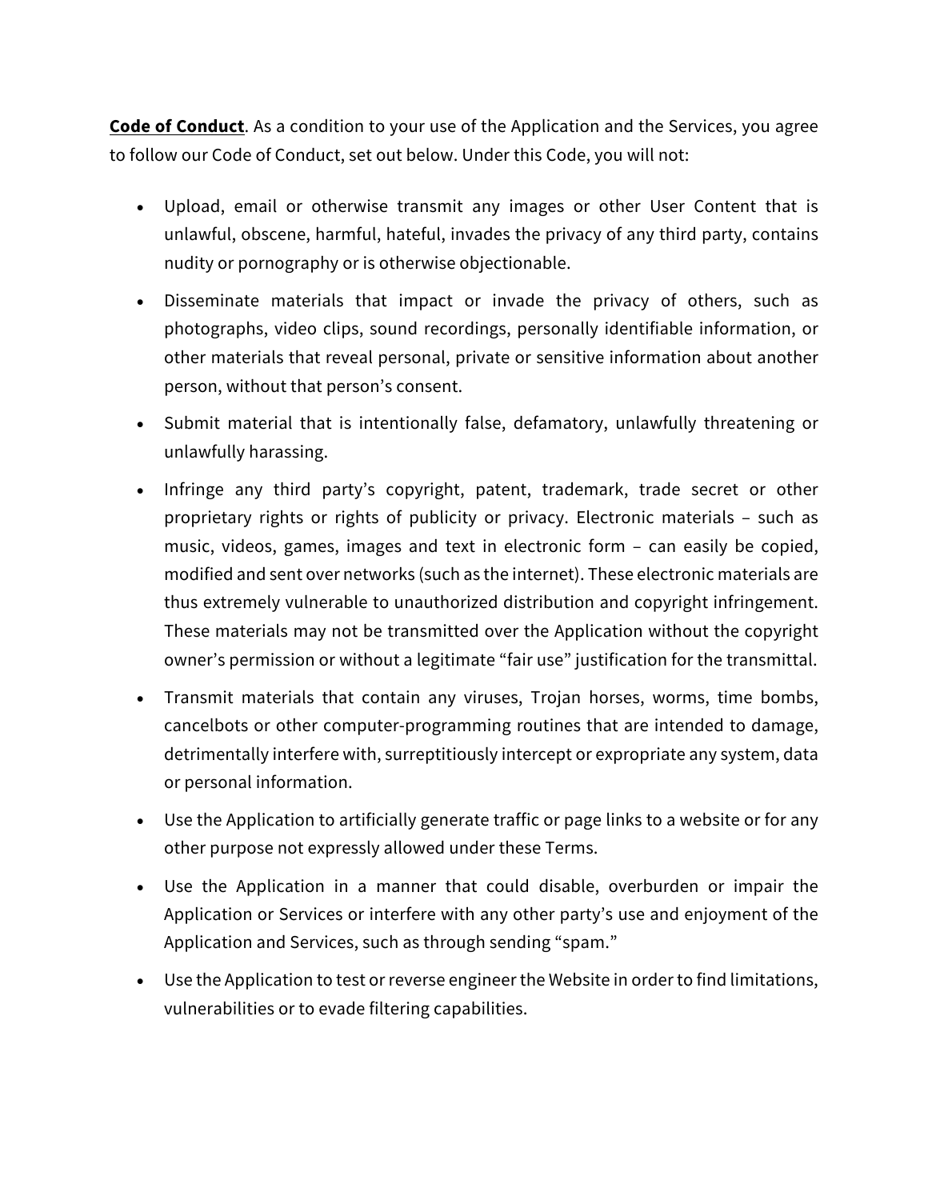**<u>Code of Conduct</u>**. As a condition to your use of the Application and the Services, you agree to follow our Code of Conduct, set out below. Under this Code, you will not:

- Upload, email or otherwise transmit any images or other User Content that is unlawful, obscene, harmful, hateful, invades the privacy of any third party, contains nudity or pornography or is otherwise objectionable.
- Disseminate materials that impact or invade the privacy of others, such as photographs, video clips, sound recordings, personally identifiable information, or other materials that reveal personal, private or sensitive information about another person, without that person's consent.
- Submit material that is intentionally false, defamatory, unlawfully threatening or unlawfully harassing.
- Infringe any third party's copyright, patent, trademark, trade secret or other proprietary rights or rights of publicity or privacy. Electronic materials – such as music, videos, games, images and text in electronic form – can easily be copied, modified and sent over networks (such as the internet). These electronic materials are thus extremely vulnerable to unauthorized distribution and copyright infringement. These materials may not be transmitted over the Application without the copyright owner's permission or without a legitimate "fair use" justification for the transmittal.
- Transmit materials that contain any viruses, Trojan horses, worms, time bombs, cancelbots or other computer-programming routines that are intended to damage, detrimentally interfere with, surreptitiously intercept or expropriate any system, data or personal information.
- Use the Application to artificially generate traffic or page links to a website or for any other purpose not expressly allowed under these Terms.
- Use the Application in a manner that could disable, overburden or impair the Application or Services or interfere with any other party's use and enjoyment of the Application and Services, such as through sending "spam."
- Use the Application to test or reverse engineer the Website in order to find limitations, vulnerabilities or to evade filtering capabilities.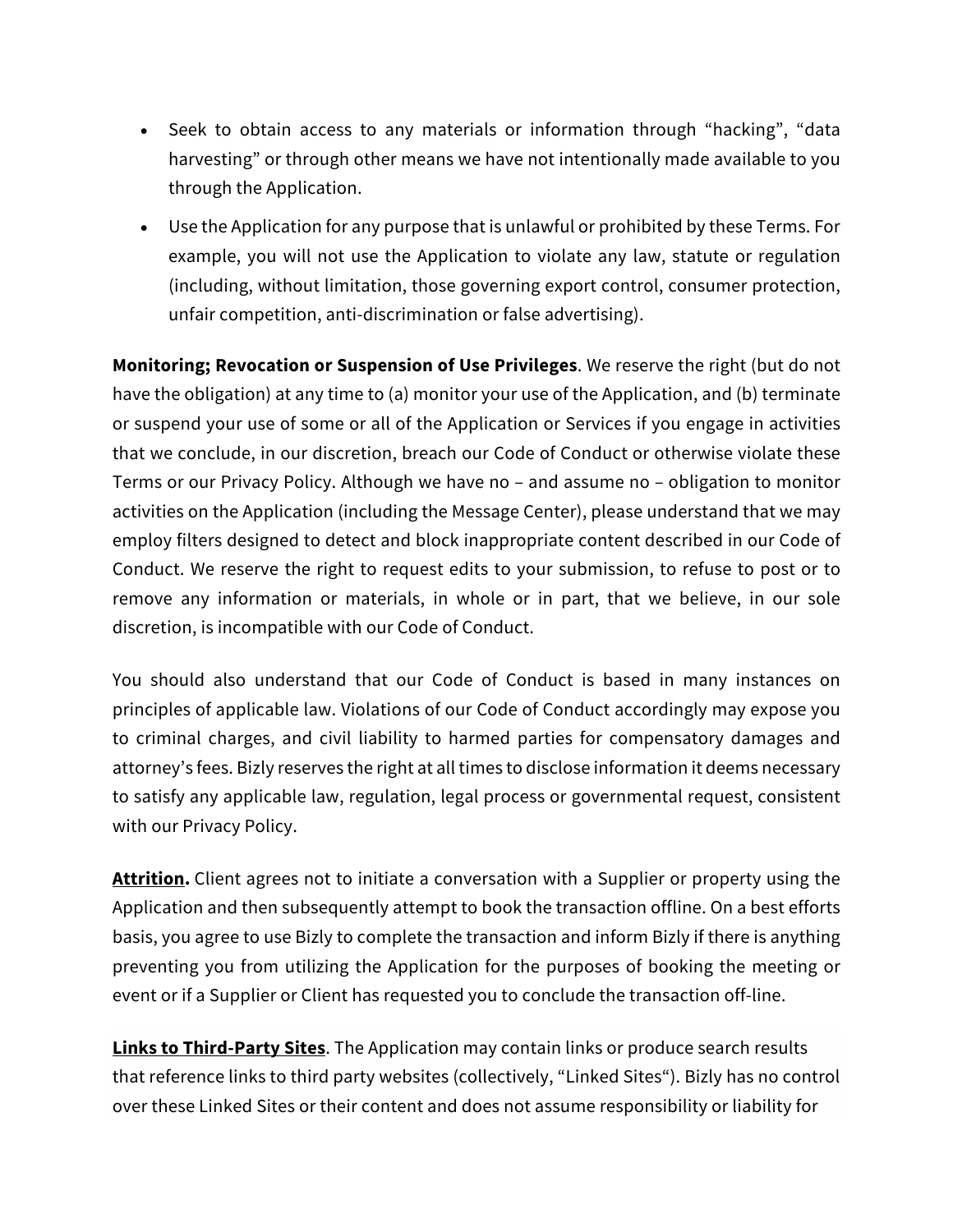- Seek to obtain access to any materials or information through “hacking”, “data harvesting” or through other means we have not intentionally made available to you through the Application.
- Use the Application for any purpose that is unlawful or prohibited by these Terms. For example, you will not use the Application to violate any law, statute or regulation (including, without limitation, those governing export control, consumer protection, unfair competition, anti-discrimination or false advertising).

**Monitoring; Revocation or Suspension of Use Privileges**. We reserve the right (but do not have the obligation) at any time to (a) monitor your use of the Application, and (b) terminate or suspend your use of some or all of the Application or Services if you engage in activities that we conclude, in our discretion, breach our Code of Conduct or otherwise violate these Terms or our Privacy Policy. Although we have no – and assume no – obligation to monitor activities on the Application (including the Message Center), please understand that we may employ filters designed to detect and block inappropriate content described in our Code of Conduct. We reserve the right to request edits to your submission, to refuse to post or to remove any information or materials, in whole or in part, that we believe, in our sole discretion, is incompatible with our Code of Conduct.

You should also understand that our Code of Conduct is based in many instances on principles of applicable law. Violations of our Code of Conduct accordingly may expose you to criminal charges, and civil liability to harmed parties for compensatory damages and attorney’s fees. Bizly reserves the right at all times to disclose information it deems necessary to satisfy any applicable law, regulation, legal process or governmental request, consistent with our Privacy Policy.

**Attrition.** Client agrees not to initiate a conversation with a Supplier or property using the Application and then subsequently attempt to book the transaction offline. On a best efforts basis, you agree to use Bizly to complete the transaction and inform Bizly if there is anything preventing you from utilizing the Application for the purposes of booking the meeting or event or if a Supplier or Client has requested you to conclude the transaction off-line.

**Links to Third-Party Sites**. The Application may contain links or produce search results that reference links to third party websites (collectively, “Linked Sites“). Bizly has no control over these Linked Sites or their content and does not assume responsibility or liability for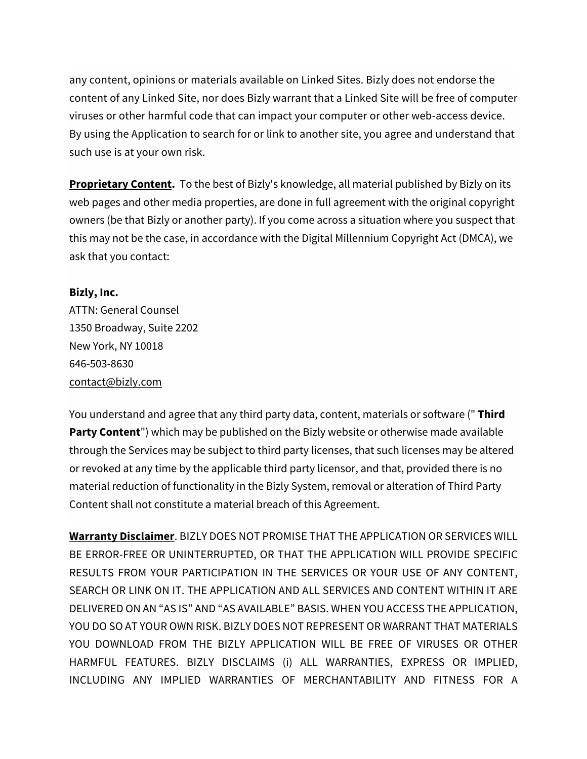any content, opinions or materials available on Linked Sites. Bizly does not endorse the content of any Linked Site, nor does Bizly warrant that a Linked Site will be free of computer viruses or other harmful code that can impact your computer or other web-access device. By using the Application to search for or link to another site, you agree and understand that such use is at your own risk.

**Proprietary Content.** To the best of Bizly's knowledge, all material published by Bizly on its web pages and other media properties, are done in full agreement with the original copyright owners (be that Bizly or another party). If you come across a situation where you suspect that this may not be the case, in accordance with the Digital Millennium Copyright Act (DMCA), we ask that you contact:

**Bizly, Inc.**
ATTN: General Counsel
1350 Broadway, Suite 2202
New York, NY 10018
646-503-8630
contact@bizly.com

You understand and agree that any third party data, content, materials or software (" **Third Party Content**") which may be published on the Bizly website or otherwise made available through the Services may be subject to third party licenses, that such licenses may be altered or revoked at any time by the applicable third party licensor, and that, provided there is no material reduction of functionality in the Bizly System, removal or alteration of Third Party Content shall not constitute a material breach of this Agreement.

**Warranty Disclaimer**. BIZLY DOES NOT PROMISE THAT THE APPLICATION OR SERVICES WILL BE ERROR-FREE OR UNINTERRUPTED, OR THAT THE APPLICATION WILL PROVIDE SPECIFIC RESULTS FROM YOUR PARTICIPATION IN THE SERVICES OR YOUR USE OF ANY CONTENT, SEARCH OR LINK ON IT. THE APPLICATION AND ALL SERVICES AND CONTENT WITHIN IT ARE DELIVERED ON AN "AS IS" AND "AS AVAILABLE" BASIS. WHEN YOU ACCESS THE APPLICATION, YOU DO SO AT YOUR OWN RISK. BIZLY DOES NOT REPRESENT OR WARRANT THAT MATERIALS YOU DOWNLOAD FROM THE BIZLY APPLICATION WILL BE FREE OF VIRUSES OR OTHER HARMFUL FEATURES. BIZLY DISCLAIMS (i) ALL WARRANTIES, EXPRESS OR IMPLIED, INCLUDING ANY IMPLIED WARRANTIES OF MERCHANTABILITY AND FITNESS FOR A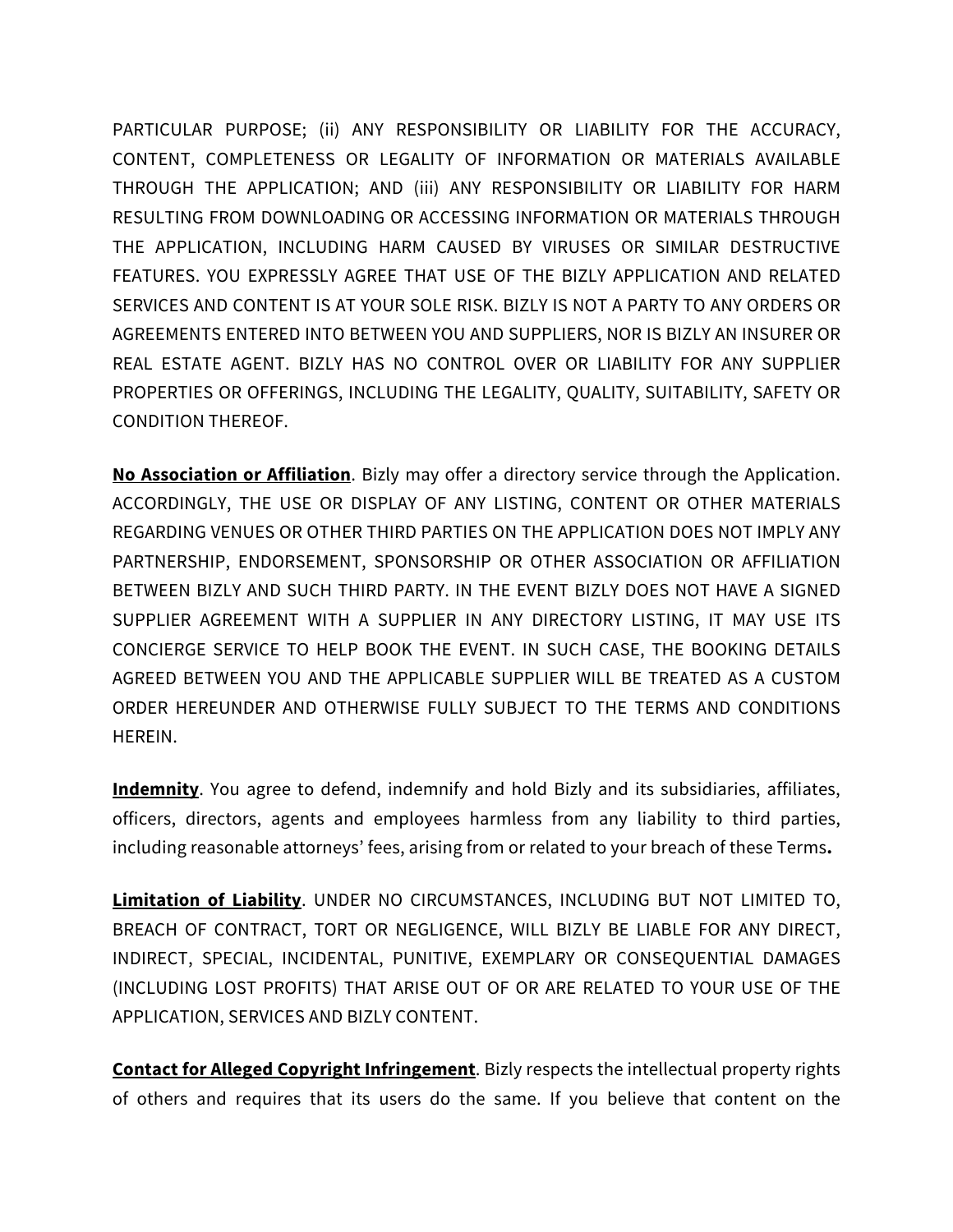PARTICULAR PURPOSE; (ii) ANY RESPONSIBILITY OR LIABILITY FOR THE ACCURACY, CONTENT, COMPLETENESS OR LEGALITY OF INFORMATION OR MATERIALS AVAILABLE THROUGH THE APPLICATION; AND (iii) ANY RESPONSIBILITY OR LIABILITY FOR HARM RESULTING FROM DOWNLOADING OR ACCESSING INFORMATION OR MATERIALS THROUGH THE APPLICATION, INCLUDING HARM CAUSED BY VIRUSES OR SIMILAR DESTRUCTIVE FEATURES. YOU EXPRESSLY AGREE THAT USE OF THE BIZLY APPLICATION AND RELATED SERVICES AND CONTENT IS AT YOUR SOLE RISK. BIZLY IS NOT A PARTY TO ANY ORDERS OR AGREEMENTS ENTERED INTO BETWEEN YOU AND SUPPLIERS, NOR IS BIZLY AN INSURER OR REAL ESTATE AGENT. BIZLY HAS NO CONTROL OVER OR LIABILITY FOR ANY SUPPLIER PROPERTIES OR OFFERINGS, INCLUDING THE LEGALITY, QUALITY, SUITABILITY, SAFETY OR CONDITION THEREOF.

**No Association or Affiliation**. Bizly may offer a directory service through the Application. ACCORDINGLY, THE USE OR DISPLAY OF ANY LISTING, CONTENT OR OTHER MATERIALS REGARDING VENUES OR OTHER THIRD PARTIES ON THE APPLICATION DOES NOT IMPLY ANY PARTNERSHIP, ENDORSEMENT, SPONSORSHIP OR OTHER ASSOCIATION OR AFFILIATION BETWEEN BIZLY AND SUCH THIRD PARTY. IN THE EVENT BIZLY DOES NOT HAVE A SIGNED SUPPLIER AGREEMENT WITH A SUPPLIER IN ANY DIRECTORY LISTING, IT MAY USE ITS CONCIERGE SERVICE TO HELP BOOK THE EVENT. IN SUCH CASE, THE BOOKING DETAILS AGREED BETWEEN YOU AND THE APPLICABLE SUPPLIER WILL BE TREATED AS A CUSTOM ORDER HEREUNDER AND OTHERWISE FULLY SUBJECT TO THE TERMS AND CONDITIONS HEREIN.

**Indemnity**. You agree to defend, indemnify and hold Bizly and its subsidiaries, affiliates, officers, directors, agents and employees harmless from any liability to third parties, including reasonable attorneys' fees, arising from or related to your breach of these Terms**.**

**Limitation of Liability**. UNDER NO CIRCUMSTANCES, INCLUDING BUT NOT LIMITED TO, BREACH OF CONTRACT, TORT OR NEGLIGENCE, WILL BIZLY BE LIABLE FOR ANY DIRECT, INDIRECT, SPECIAL, INCIDENTAL, PUNITIVE, EXEMPLARY OR CONSEQUENTIAL DAMAGES (INCLUDING LOST PROFITS) THAT ARISE OUT OF OR ARE RELATED TO YOUR USE OF THE APPLICATION, SERVICES AND BIZLY CONTENT.

**Contact for Alleged Copyright Infringement**. Bizly respects the intellectual property rights of others and requires that its users do the same. If you believe that content on the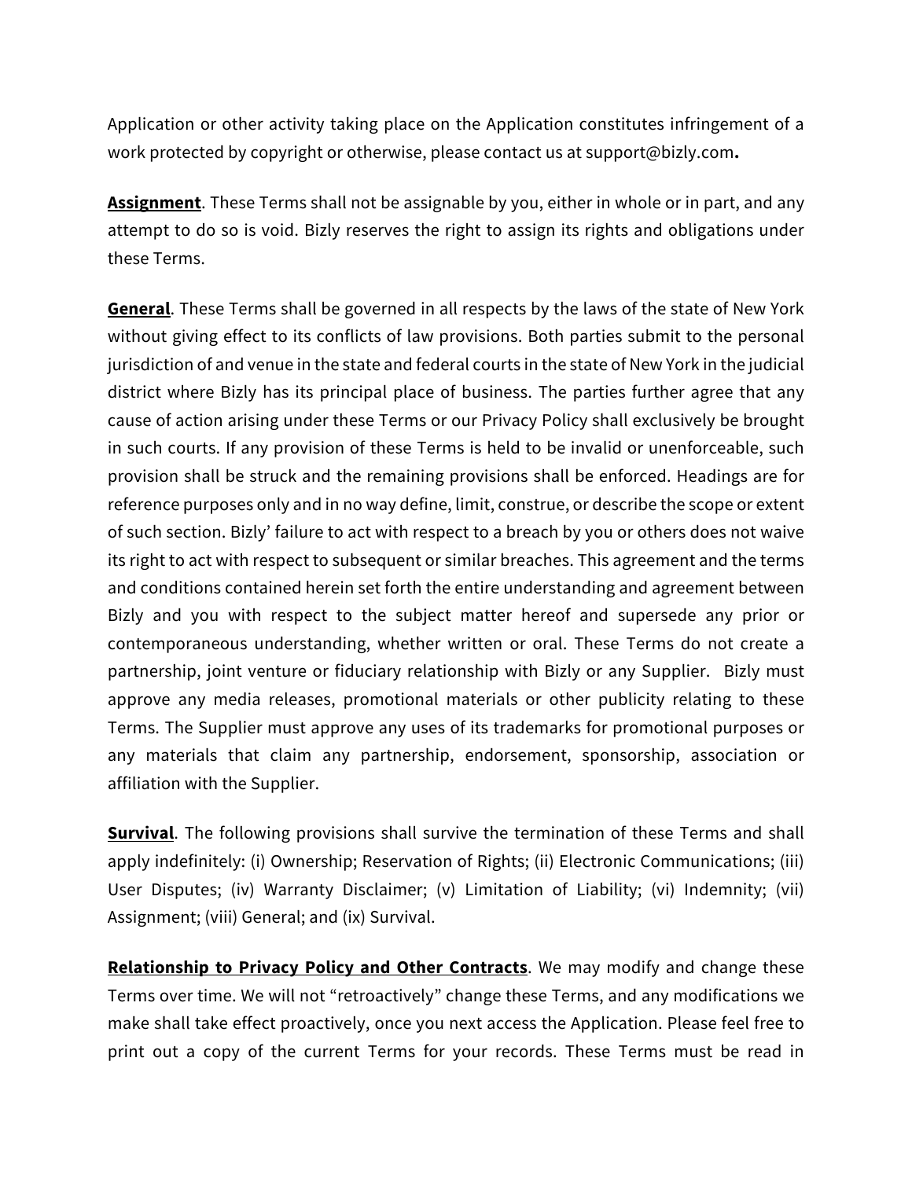Application or other activity taking place on the Application constitutes infringement of a work protected by copyright or otherwise, please contact us at support@bizly.com**.**

**Assignment**. These Terms shall not be assignable by you, either in whole or in part, and any attempt to do so is void. Bizly reserves the right to assign its rights and obligations under these Terms.

**General**. These Terms shall be governed in all respects by the laws of the state of New York without giving effect to its conflicts of law provisions. Both parties submit to the personal jurisdiction of and venue in the state and federal courts in the state of New York in the judicial district where Bizly has its principal place of business. The parties further agree that any cause of action arising under these Terms or our Privacy Policy shall exclusively be brought in such courts. If any provision of these Terms is held to be invalid or unenforceable, such provision shall be struck and the remaining provisions shall be enforced. Headings are for reference purposes only and in no way define, limit, construe, or describe the scope or extent of such section. Bizly' failure to act with respect to a breach by you or others does not waive its right to act with respect to subsequent or similar breaches. This agreement and the terms and conditions contained herein set forth the entire understanding and agreement between Bizly and you with respect to the subject matter hereof and supersede any prior or contemporaneous understanding, whether written or oral. These Terms do not create a partnership, joint venture or fiduciary relationship with Bizly or any Supplier. Bizly must approve any media releases, promotional materials or other publicity relating to these Terms. The Supplier must approve any uses of its trademarks for promotional purposes or any materials that claim any partnership, endorsement, sponsorship, association or affiliation with the Supplier.

**Survival**. The following provisions shall survive the termination of these Terms and shall apply indefinitely: (i) Ownership; Reservation of Rights; (ii) Electronic Communications; (iii) User Disputes; (iv) Warranty Disclaimer; (v) Limitation of Liability; (vi) Indemnity; (vii) Assignment; (viii) General; and (ix) Survival.

**Relationship to Privacy Policy and Other Contracts**. We may modify and change these Terms over time. We will not "retroactively" change these Terms, and any modifications we make shall take effect proactively, once you next access the Application. Please feel free to print out a copy of the current Terms for your records. These Terms must be read in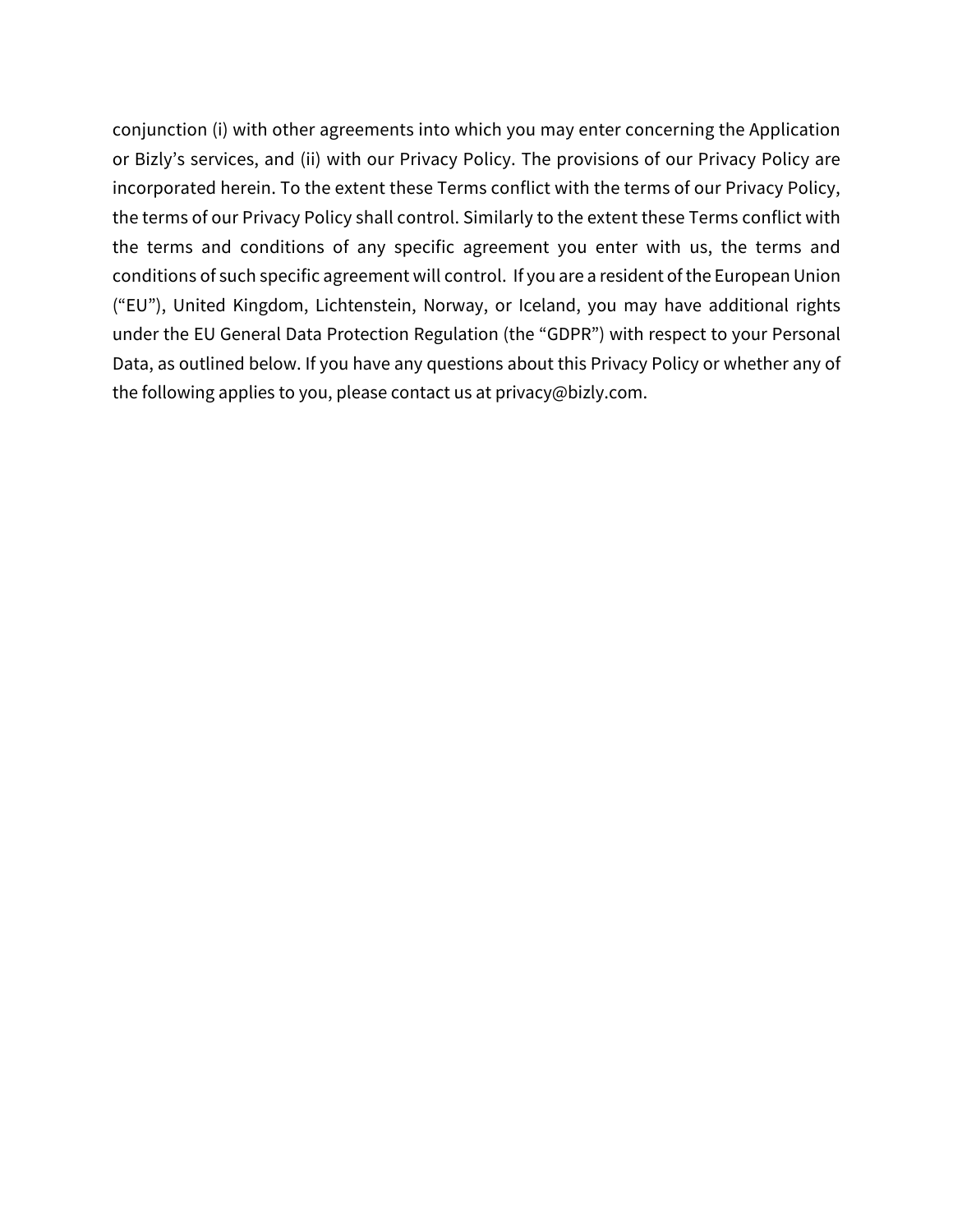conjunction (i) with other agreements into which you may enter concerning the Application or Bizly's services, and (ii) with our Privacy Policy. The provisions of our Privacy Policy are incorporated herein. To the extent these Terms conflict with the terms of our Privacy Policy, the terms of our Privacy Policy shall control. Similarly to the extent these Terms conflict with the terms and conditions of any specific agreement you enter with us, the terms and conditions of such specific agreement will control. If you are a resident of the European Union ("EU"), United Kingdom, Lichtenstein, Norway, or Iceland, you may have additional rights under the EU General Data Protection Regulation (the "GDPR") with respect to your Personal Data, as outlined below. If you have any questions about this Privacy Policy or whether any of the following applies to you, please contact us at privacy@bizly.com.